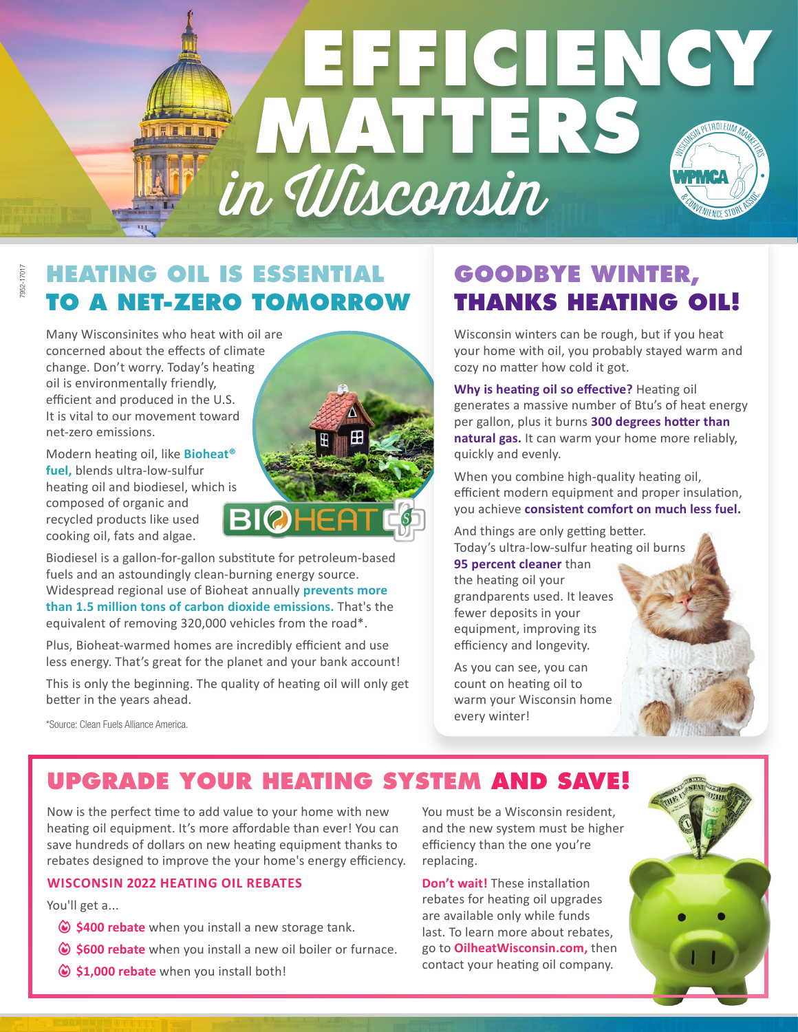# EFFICIENCY MATTERS *in Wisconsin*

## HEATING OIL IS ESSENTIAL TO A NET-ZERO TOMORROW

Many Wisconsinites who heat with oil are concerned about the effects of climate change. Don't worry. Today's heating oil is environmentally friendly, efficient and produced in the U.S. It is vital to our movement toward net-zero emissions.

Modern heating oil, like **Bioheat® fuel,** blends ultra-low-sulfur heating oil and biodiesel, which is composed of organic and recycled products like used cooking oil, fats and algae.

Biodiesel is a gallon-for-gallon substitute for petroleum-based fuels and an astoundingly clean-burning energy source. Widespread regional use of Bioheat annually **prevents more than 1.5 million tons of carbon dioxide emissions.** That's the equivalent of removing 320,000 vehicles from the road*.

Plus, Bioheat-warmed homes are incredibly efficient and use less energy. That's great for the planet and your bank account!

This is only the beginning. The quality of heating oil will only get better in the years ahead.

*Source: Clean Fuels Alliance America.

## GOODBYE WINTER, THANKS HEATING OIL!

Wisconsin winters can be rough, but if you heat your home with oil, you probably stayed warm and cozy no matter how cold it got.

**Why is heating oil so effective?** Heating oil generates a massive number of Btu's of heat energy per gallon, plus it burns **300 degrees hotter than natural gas.** It can warm your home more reliably, quickly and evenly.

When you combine high-quality heating oil, efficient modern equipment and proper insulation, you achieve **consistent comfort on much less fuel.**

And things are only getting better. Today's ultra-low-sulfur heating oil burns **95 percent cleaner** than the heating oil your grandparents used. It leaves fewer deposits in your equipment, improving its efficiency and longevity.

As you can see, you can count on heating oil to warm your Wisconsin home every winter!

## UPGRADE YOUR HEATING SYSTEM AND SAVE!

Now is the perfect time to add value to your home with new heating oil equipment. It's more affordable than ever! You can save hundreds of dollars on new heating equipment thanks to rebates designed to improve the your home's energy efficiency.

### WISCONSIN 2022 HEATING OIL REBATES

You'll get a...

- **$400 rebate** when you install a new storage tank.
- **$600 rebate** when you install a new oil boiler or furnace.
- **$1,000 rebate** when you install both!

You must be a Wisconsin resident, and the new system must be higher efficiency than the one you're replacing.

**Don't wait!** These installation rebates for heating oil upgrades are available only while funds last. To learn more about rebates, go to **OilheatWisconsin.com,** then contact your heating oil company.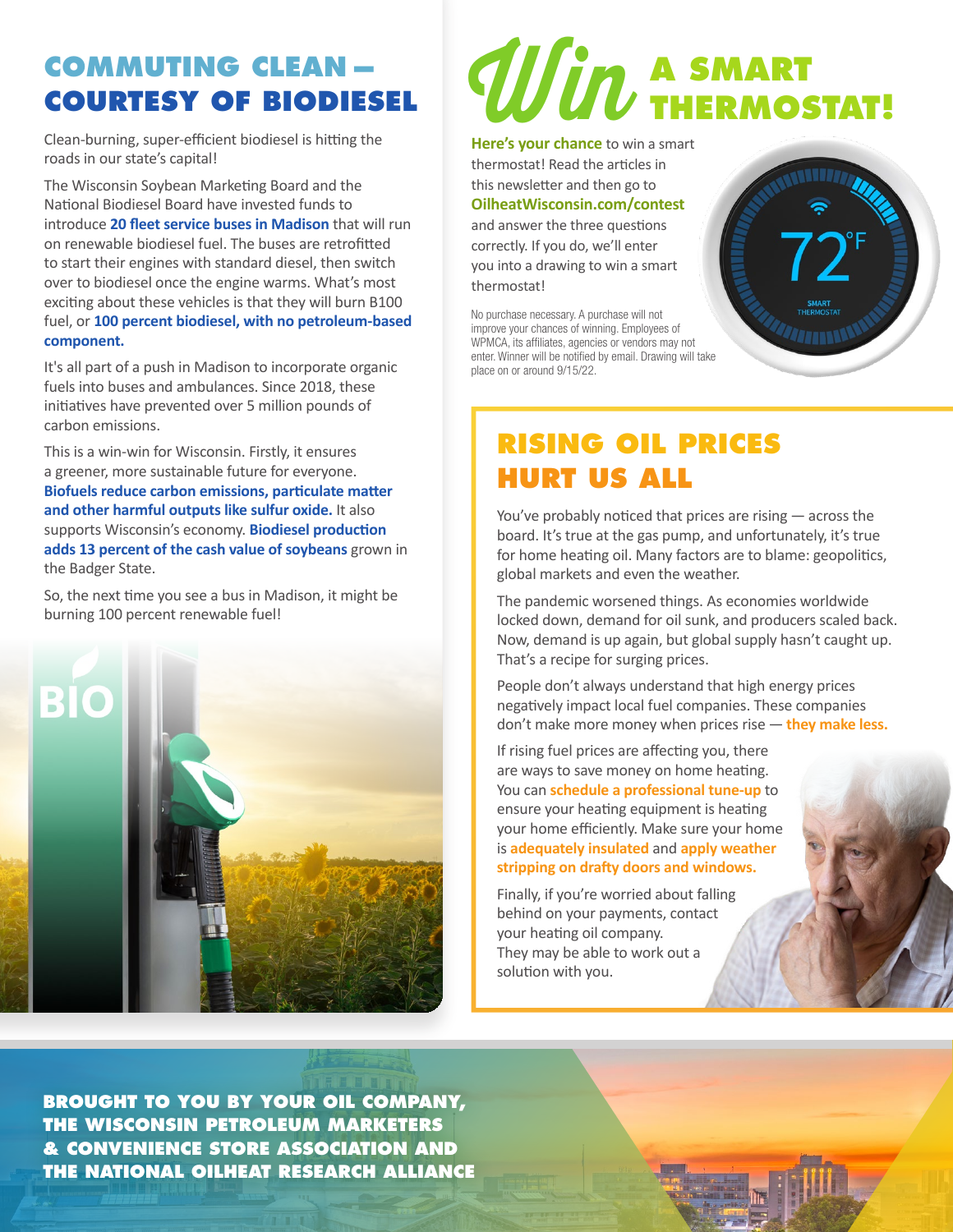## COMMUTING CLEAN – COURTESY OF BIODIESEL

Clean-burning, super-efficient biodiesel is hitting the roads in our state's capital!

The Wisconsin Soybean Marketing Board and the National Biodiesel Board have invested funds to introduce **20 fleet service buses in Madison** that will run on renewable biodiesel fuel. The buses are retrofitted to start their engines with standard diesel, then switch over to biodiesel once the engine warms. What's most exciting about these vehicles is that they will burn B100 fuel, or **100 percent biodiesel, with no petroleum-based component.**

It's all part of a push in Madison to incorporate organic fuels into buses and ambulances. Since 2018, these initiatives have prevented over 5 million pounds of carbon emissions.

This is a win-win for Wisconsin. Firstly, it ensures a greener, more sustainable future for everyone. **Biofuels reduce carbon emissions, particulate matter and other harmful outputs like sulfur oxide.** It also supports Wisconsin's economy. **Biodiesel production adds 13 percent of the cash value of soybeans** grown in the Badger State.

So, the next time you see a bus in Madison, it might be burning 100 percent renewable fuel!

## Win A SMART THERMOSTAT!

**Here's your chance** to win a smart thermostat! Read the articles in this newsletter and then go to **OilheatWisconsin.com/contest** and answer the three questions correctly. If you do, we'll enter you into a drawing to win a smart thermostat!

No purchase necessary. A purchase will not improve your chances of winning. Employees of WPMCA, its affiliates, agencies or vendors may not enter. Winner will be notified by email. Drawing will take place on or around 9/15/22.

## RISING OIL PRICES HURT US ALL

You've probably noticed that prices are rising — across the board. It's true at the gas pump, and unfortunately, it's true for home heating oil. Many factors are to blame: geopolitics, global markets and even the weather.

The pandemic worsened things. As economies worldwide locked down, demand for oil sunk, and producers scaled back. Now, demand is up again, but global supply hasn't caught up. That's a recipe for surging prices.

People don't always understand that high energy prices negatively impact local fuel companies. These companies don't make more money when prices rise — **they make less.**

If rising fuel prices are affecting you, there are ways to save money on home heating. You can **schedule a professional tune-up** to ensure your heating equipment is heating your home efficiently. Make sure your home is **adequately insulated** and **apply weather stripping on drafty doors and windows.**

Finally, if you're worried about falling behind on your payments, contact your heating oil company. They may be able to work out a solution with you.

**BROUGHT TO YOU BY YOUR OIL COMPANY, THE WISCONSIN PETROLEUM MARKETERS & CONVENIENCE STORE ASSOCIATION AND THE NATIONAL OILHEAT RESEARCH ALLIANCE**